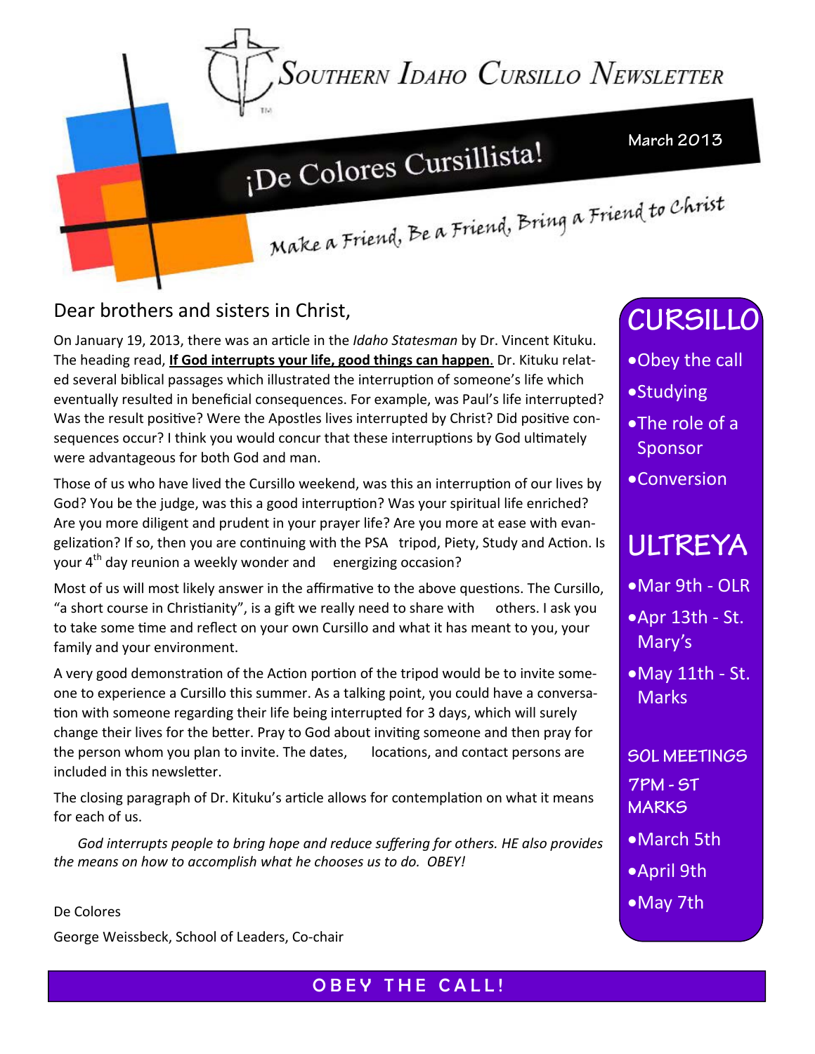# Southern Idaho Cursillo Newsletter

## ¡De Colores Cursillista!

March 2013

*Make a Friend, Be a Friend, Bring a Friend to Christ*

Dear brothers and sisters in Christ,

On January 19, 2013, there was an article in the *Idaho Statesman* by Dr. Vincent Kituku. The heading read, **If God interrupts your life, good things can happen**. Dr. Kituku related several biblical passages which illustrated the interruption of someone's life which eventually resulted in beneficial consequences. For example, was Paul's life interrupted? Was the result positive? Were the Apostles lives interrupted by Christ? Did positive consequences occur? I think you would concur that these interruptions by God ultimately were advantageous for both God and man.

Those of us who have lived the Cursillo weekend, was this an interruption of our lives by God? You be the judge, was this a good interruption? Was your spiritual life enriched? Are you more diligent and prudent in your prayer life? Are you more at ease with evangelization? If so, then you are continuing with the PSA tripod, Piety, Study and Action. Is your 4th day reunion a weekly wonder and energizing occasion?

Most of us will most likely answer in the affirmative to the above questions. The Cursillo, "a short course in Christianity", is a gift we really need to share with others. I ask you to take some time and reflect on your own Cursillo and what it has meant to you, your family and your environment.

A very good demonstration of the Action portion of the tripod would be to invite someone to experience a Cursillo this summer. As a talking point, you could have a conversation with someone regarding their life being interrupted for 3 days, which will surely change their lives for the better. Pray to God about inviting someone and then pray for the person whom you plan to invite. The dates, locations, and contact persons are included in this newsletter.

The closing paragraph of Dr. Kituku's article allows for contemplation on what it means for each of us.

*God interrupts people to bring hope and reduce suffering for others. HE also provides the means on how to accomplish what he chooses us to do. OBEY!*

De Colores

George Weissbeck, School of Leaders, Co-chair

## CURSILLO

- Obey the call
- Studying
- The role of a Sponsor
- Conversion

## ULTREYA

- Mar 9th - OLR
- Apr 13th - St. Mary's
- May 11th - St. Marks

## SOL MEETINGS 7PM - ST MARKS

- March 5th
- April 9th
- May 7th

**OBEY THE CALL!**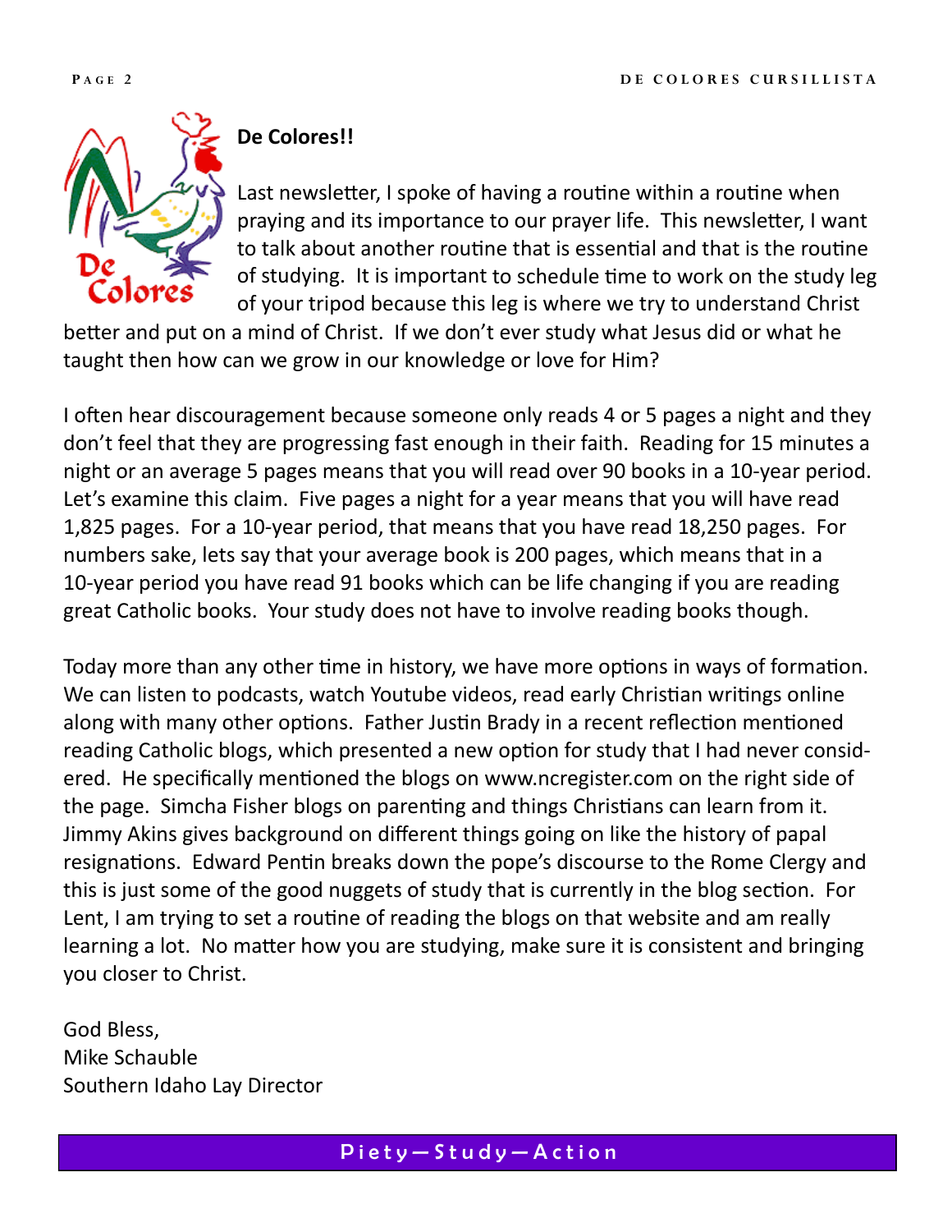## De Colores!!

Last newsletter, I spoke of having a routine within a routine when praying and its importance to our prayer life. This newsletter, I want to talk about another routine that is essential and that is the routine of studying. It is important to schedule time to work on the study leg of your tripod because this leg is where we try to understand Christ better and put on a mind of Christ. If we don't ever study what Jesus did or what he taught then how can we grow in our knowledge or love for Him?

I often hear discouragement because someone only reads 4 or 5 pages a night and they don't feel that they are progressing fast enough in their faith. Reading for 15 minutes a night or an average 5 pages means that you will read over 90 books in a 10-year period. Let's examine this claim. Five pages a night for a year means that you will have read 1,825 pages. For a 10-year period, that means that you have read 18,250 pages. For numbers sake, lets say that your average book is 200 pages, which means that in a 10-year period you have read 91 books which can be life changing if you are reading great Catholic books. Your study does not have to involve reading books though.

Today more than any other time in history, we have more options in ways of formation. We can listen to podcasts, watch Youtube videos, read early Christian writings online along with many other options. Father Justin Brady in a recent reflection mentioned reading Catholic blogs, which presented a new option for study that I had never considered. He specifically mentioned the blogs on www.ncregister.com on the right side of the page. Simcha Fisher blogs on parenting and things Christians can learn from it. Jimmy Akins gives background on different things going on like the history of papal resignations. Edward Pentin breaks down the pope's discourse to the Rome Clergy and this is just some of the good nuggets of study that is currently in the blog section. For Lent, I am trying to set a routine of reading the blogs on that website and am really learning a lot. No matter how you are studying, make sure it is consistent and bringing you closer to Christ.

God Bless,
Mike Schauble
Southern Idaho Lay Director

**Piety—Study—Action**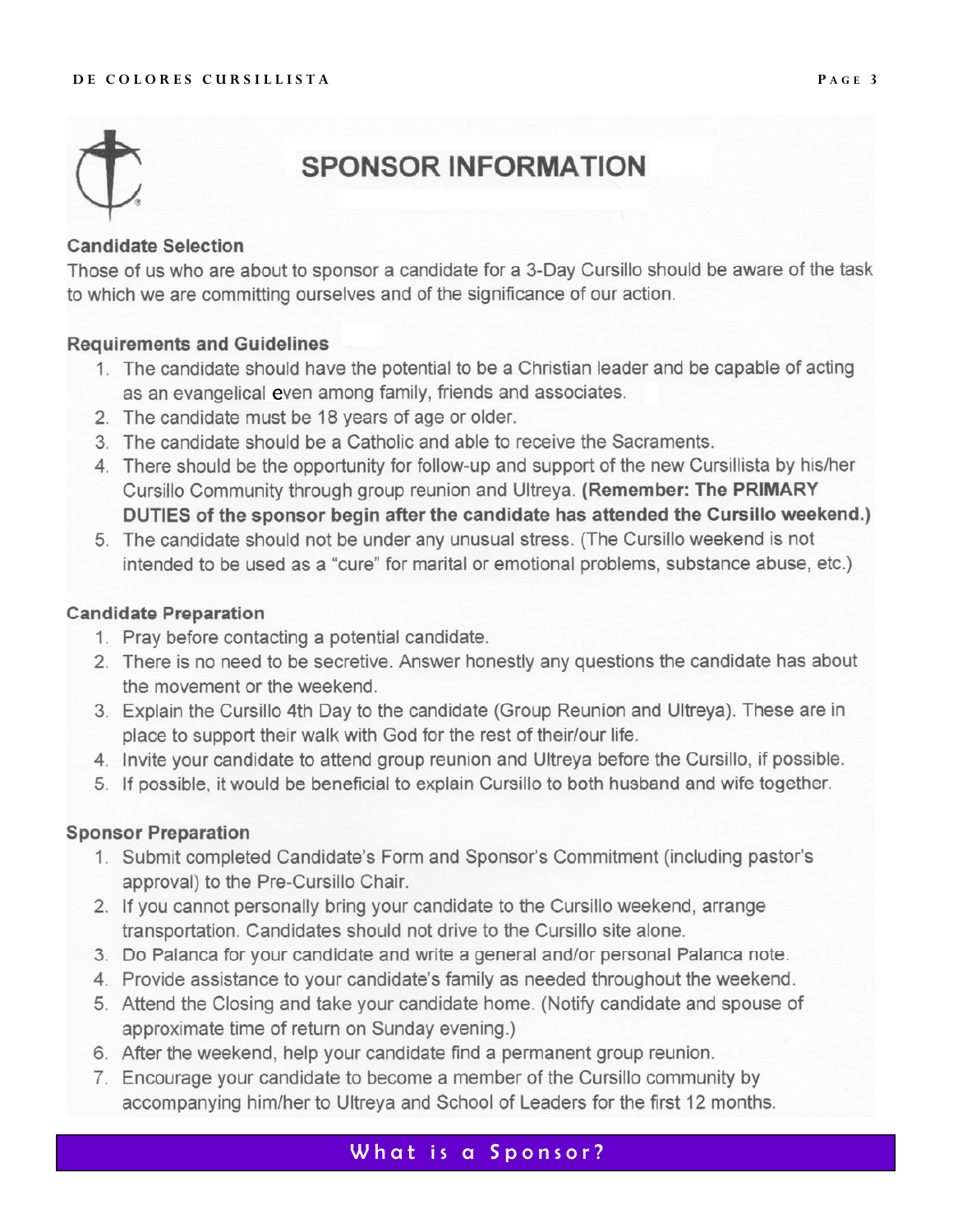# SPONSOR INFORMATION

### Candidate Selection

Those of us who are about to sponsor a candidate for a 3-Day Cursillo should be aware of the task to which we are committing ourselves and of the significance of our action.

### Requirements and Guidelines

1. The candidate should have the potential to be a Christian leader and be capable of acting as an evangelical even among family, friends and associates.
2. The candidate must be 18 years of age or older.
3. The candidate should be a Catholic and able to receive the Sacraments.
4. There should be the opportunity for follow-up and support of the new Cursillista by his/her Cursillo Community through group reunion and Ultreya. **(Remember: The PRIMARY DUTIES of the sponsor begin after the candidate has attended the Cursillo weekend.)**
5. The candidate should not be under any unusual stress. (The Cursillo weekend is not intended to be used as a "cure" for marital or emotional problems, substance abuse, etc.)

### Candidate Preparation

1. Pray before contacting a potential candidate.
2. There is no need to be secretive. Answer honestly any questions the candidate has about the movement or the weekend.
3. Explain the Cursillo 4th Day to the candidate (Group Reunion and Ultreya). These are in place to support their walk with God for the rest of their/our life.
4. Invite your candidate to attend group reunion and Ultreya before the Cursillo, if possible.
5. If possible, it would be beneficial to explain Cursillo to both husband and wife together.

### Sponsor Preparation

1. Submit completed Candidate's Form and Sponsor's Commitment (including pastor's approval) to the Pre-Cursillo Chair.
2. If you cannot personally bring your candidate to the Cursillo weekend, arrange transportation. Candidates should not drive to the Cursillo site alone.
3. Do Palanca for your candidate and write a general and/or personal Palanca note.
4. Provide assistance to your candidate's family as needed throughout the weekend.
5. Attend the Closing and take your candidate home. (Notify candidate and spouse of approximate time of return on Sunday evening.)
6. After the weekend, help your candidate find a permanent group reunion.
7. Encourage your candidate to become a member of the Cursillo community by accompanying him/her to Ultreya and School of Leaders for the first 12 months.

## What is a Sponsor?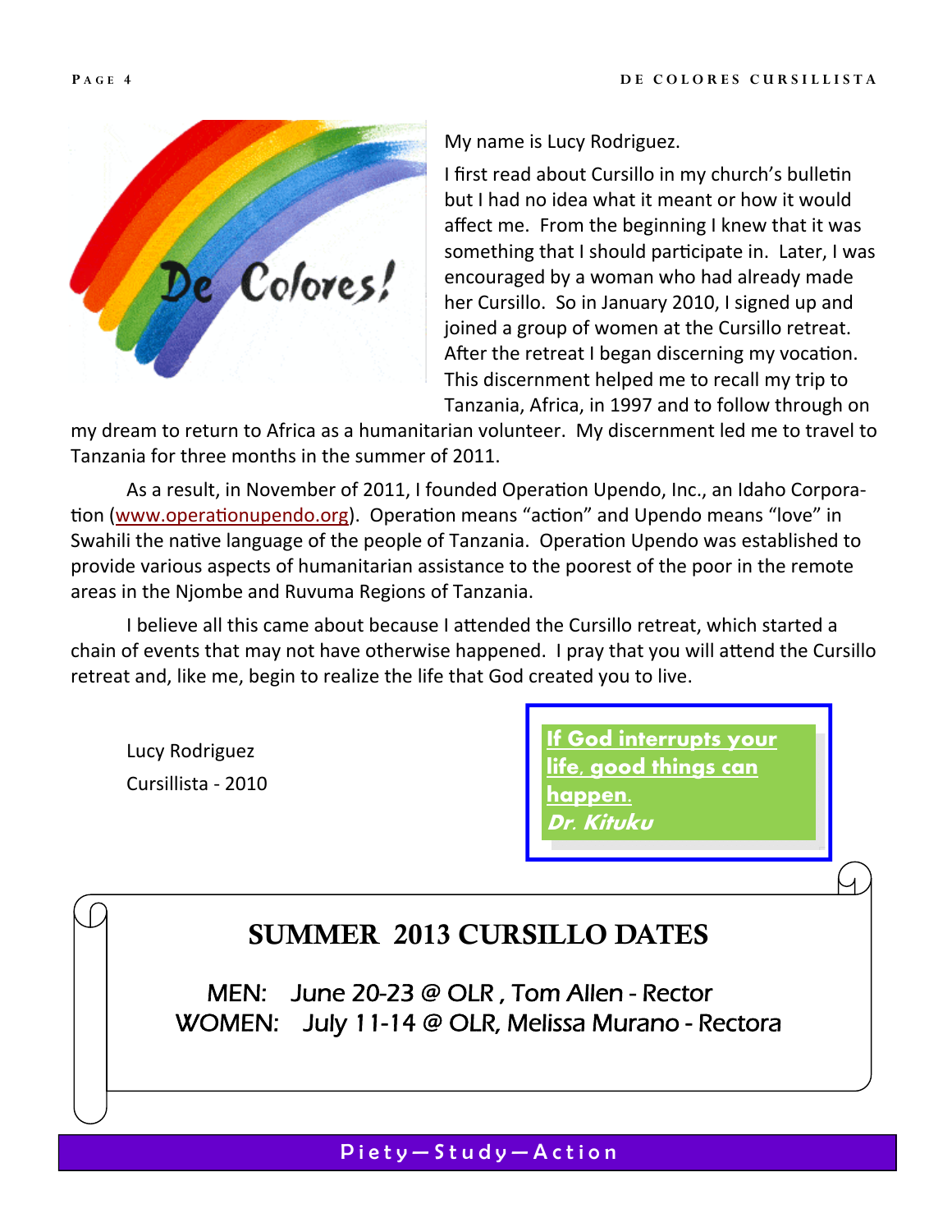My name is Lucy Rodriguez.

I first read about Cursillo in my church's bulletin but I had no idea what it meant or how it would affect me. From the beginning I knew that it was something that I should participate in. Later, I was encouraged by a woman who had already made her Cursillo. So in January 2010, I signed up and joined a group of women at the Cursillo retreat. After the retreat I began discerning my vocation. This discernment helped me to recall my trip to Tanzania, Africa, in 1997 and to follow through on my dream to return to Africa as a humanitarian volunteer. My discernment led me to travel to Tanzania for three months in the summer of 2011.

As a result, in November of 2011, I founded Operation Upendo, Inc., an Idaho Corporation (www.operationupendo.org). Operation means "action" and Upendo means "love" in Swahili the native language of the people of Tanzania. Operation Upendo was established to provide various aspects of humanitarian assistance to the poorest of the poor in the remote areas in the Njombe and Ruvuma Regions of Tanzania.

I believe all this came about because I attended the Cursillo retreat, which started a chain of events that may not have otherwise happened. I pray that you will attend the Cursillo retreat and, like me, begin to realize the life that God created you to live.

Lucy Rodriguez
Cursillista - 2010

**If God interrupts your life, good things can happen.**
***Dr. Kituku***

## SUMMER 2013 CURSILLO DATES

MEN: June 20-23 @ OLR , Tom Allen - Rector
WOMEN: July 11-14 @ OLR, Melissa Murano - Rectora

Piety—Study—Action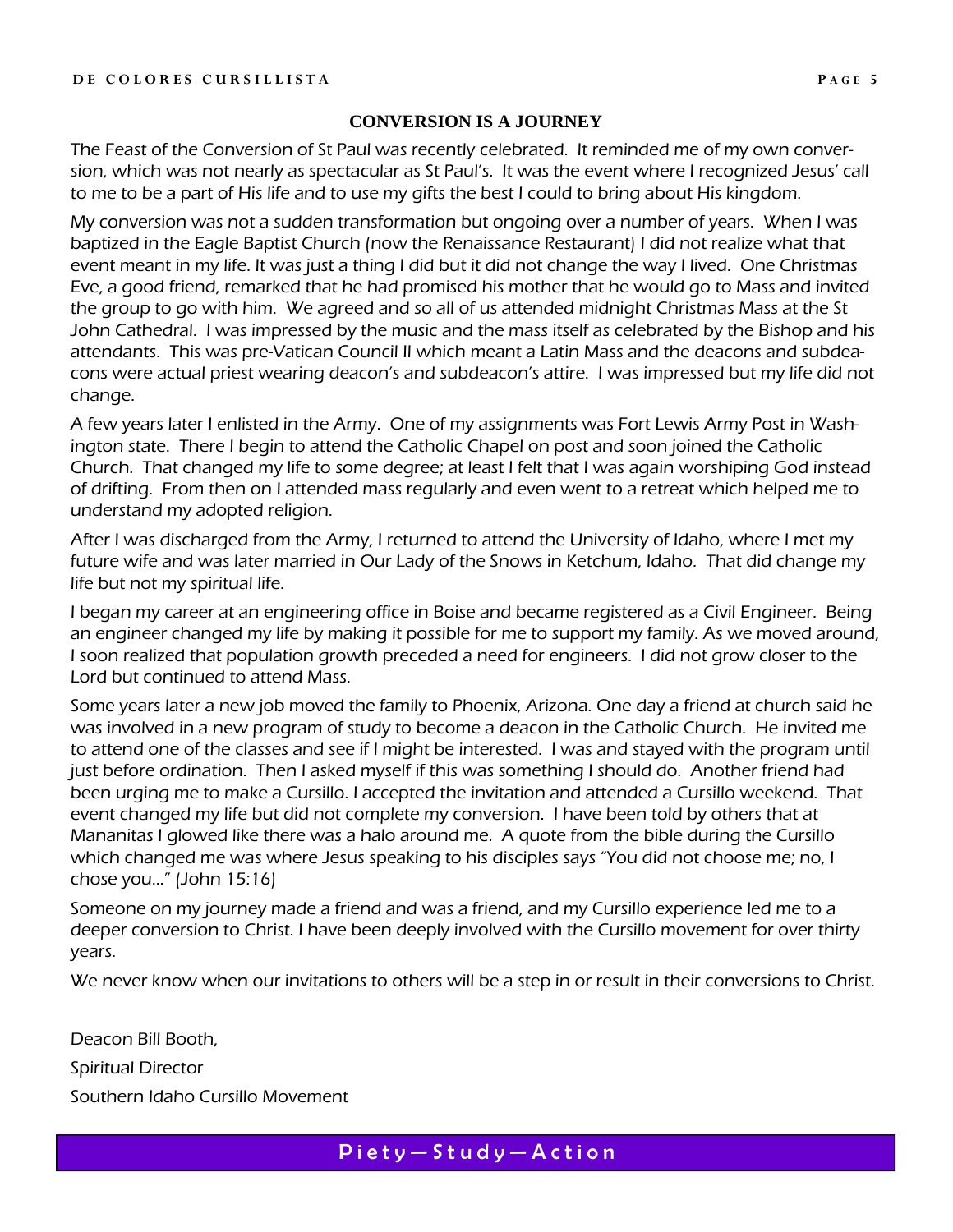## CONVERSION IS A JOURNEY

The Feast of the Conversion of St Paul was recently celebrated. It reminded me of my own conversion, which was not nearly as spectacular as St Paul's. It was the event where I recognized Jesus' call to me to be a part of His life and to use my gifts the best I could to bring about His kingdom.

My conversion was not a sudden transformation but ongoing over a number of years. When I was baptized in the Eagle Baptist Church (now the Renaissance Restaurant) I did not realize what that event meant in my life. It was just a thing I did but it did not change the way I lived. One Christmas Eve, a good friend, remarked that he had promised his mother that he would go to Mass and invited the group to go with him. We agreed and so all of us attended midnight Christmas Mass at the St John Cathedral. I was impressed by the music and the mass itself as celebrated by the Bishop and his attendants. This was pre-Vatican Council II which meant a Latin Mass and the deacons and subdeacons were actual priest wearing deacon's and subdeacon's attire. I was impressed but my life did not change.

A few years later I enlisted in the Army. One of my assignments was Fort Lewis Army Post in Washington state. There I begin to attend the Catholic Chapel on post and soon joined the Catholic Church. That changed my life to some degree; at least I felt that I was again worshiping God instead of drifting. From then on I attended mass regularly and even went to a retreat which helped me to understand my adopted religion.

After I was discharged from the Army, I returned to attend the University of Idaho, where I met my future wife and was later married in Our Lady of the Snows in Ketchum, Idaho. That did change my life but not my spiritual life.

I began my career at an engineering office in Boise and became registered as a Civil Engineer. Being an engineer changed my life by making it possible for me to support my family. As we moved around, I soon realized that population growth preceded a need for engineers. I did not grow closer to the Lord but continued to attend Mass.

Some years later a new job moved the family to Phoenix, Arizona. One day a friend at church said he was involved in a new program of study to become a deacon in the Catholic Church. He invited me to attend one of the classes and see if I might be interested. I was and stayed with the program until just before ordination. Then I asked myself if this was something I should do. Another friend had been urging me to make a Cursillo. I accepted the invitation and attended a Cursillo weekend. That event changed my life but did not complete my conversion. I have been told by others that at Mananitas I glowed like there was a halo around me. A quote from the bible during the Cursillo which changed me was where Jesus speaking to his disciples says "You did not choose me; no, I chose you…" (John 15:16)

Someone on my journey made a friend and was a friend, and my Cursillo experience led me to a deeper conversion to Christ. I have been deeply involved with the Cursillo movement for over thirty years.

We never know when our invitations to others will be a step in or result in their conversions to Christ.

Deacon Bill Booth,

Spiritual Director

Southern Idaho Cursillo Movement

**Piety—Study—Action**